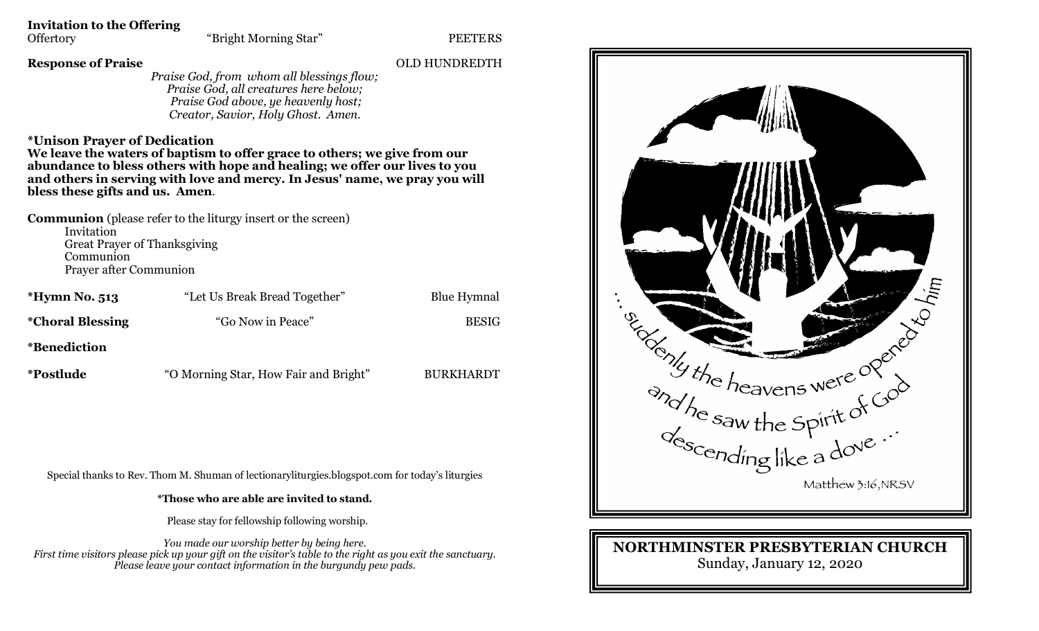**Invitation to the Offering**

Offertory — "Bright Morning Star" — PEETERS

**Response of Praise** — OLD HUNDREDTH

*Praise God, from whom all blessings flow;*
*Praise God, all creatures here below;*
*Praise God above, ye heavenly host;*
*Creator, Savior, Holy Ghost. Amen.*

**\*Unison Prayer of Dedication**

**We leave the waters of baptism to offer grace to others; we give from our abundance to bless others with hope and healing; we offer our lives to you and others in serving with love and mercy. In Jesus' name, we pray you will bless these gifts and us. Amen**.

**Communion** (please refer to the liturgy insert or the screen)

- Invitation
- Great Prayer of Thanksgiving
- Communion
- Prayer after Communion

**\*Hymn No. 513** — "Let Us Break Bread Together" — Blue Hymnal

**\*Choral Blessing** — "Go Now in Peace" — BESIG

**\*Benediction**

**\*Postlude** — "O Morning Star, How Fair and Bright" — BURKHARDT

Special thanks to Rev. Thom M. Shuman of lectionaryliturgies.blogspot.com for today's liturgies

**\*Those who are able are invited to stand.**

Please stay for fellowship following worship.

*You made our worship better by being here.*
*First time visitors please pick up your gift on the visitor's table to the right as you exit the sanctuary.*
*Please leave your contact information in the burgundy pew pads.*

... suddenly the heavens were opened to him and he saw the Spirit of God descending like a dove ...

Matthew 3:16, NRSV

**NORTHMINSTER PRESBYTERIAN CHURCH**

Sunday, January 12, 2020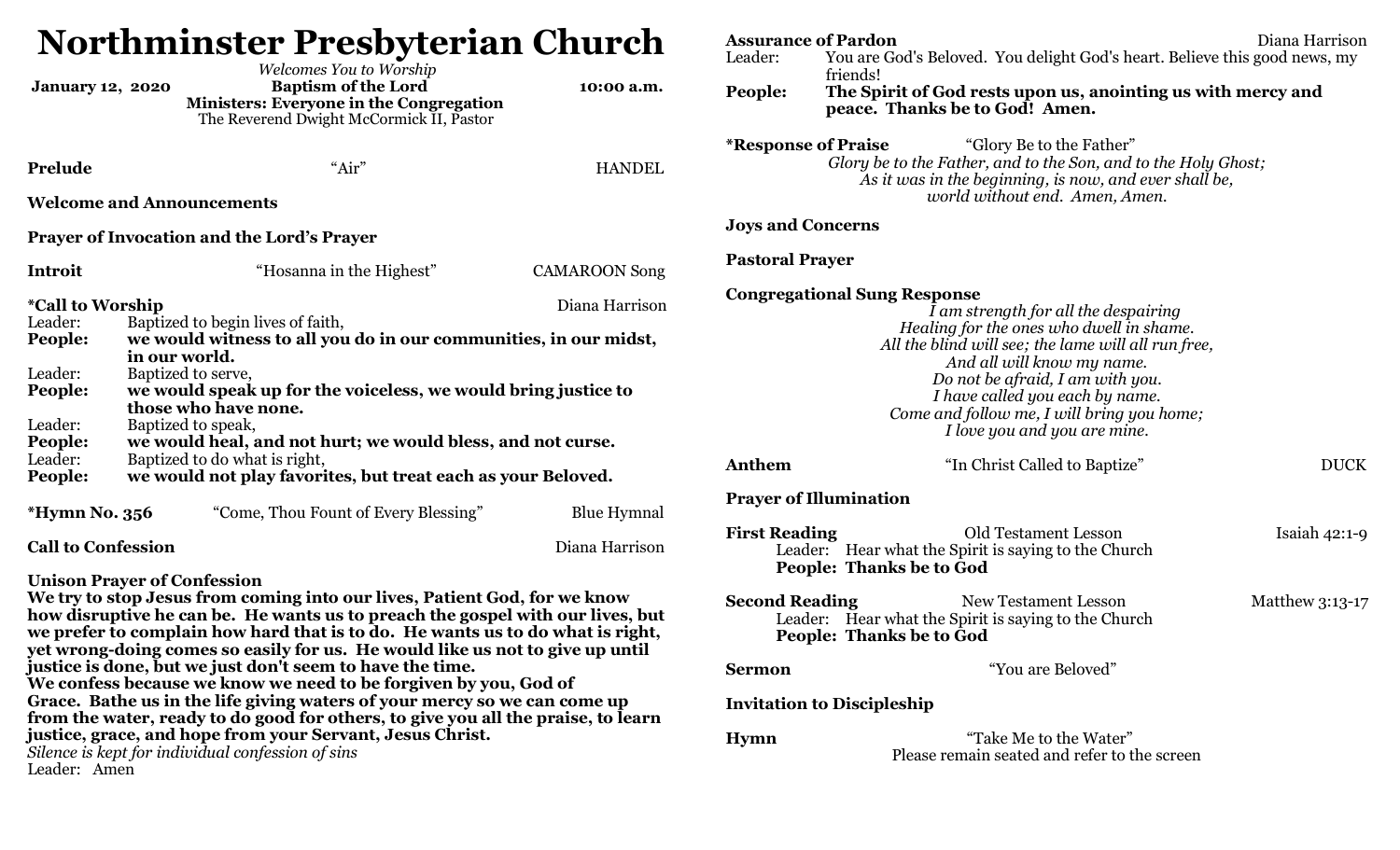# Northminster Presbyterian Church

*Welcomes You to Worship*

**January 12, 2020** | **Baptism of the Lord** | **10:00 a.m.**

**Ministers: Everyone in the Congregation**

The Reverend Dwight McCormick II, Pastor

**Prelude** "Air" HANDEL

**Welcome and Announcements**

**Prayer of Invocation and the Lord's Prayer**

**Introit** "Hosanna in the Highest" CAMAROON Song

**\*Call to Worship** Diana Harrison

Leader: Baptized to begin lives of faith,
**People: we would witness to all you do in our communities, in our midst, in our world.**
Leader: Baptized to serve,
**People: we would speak up for the voiceless, we would bring justice to those who have none.**
Leader: Baptized to speak,
**People: we would heal, and not hurt; we would bless, and not curse.**
Leader: Baptized to do what is right,
**People: we would not play favorites, but treat each as your Beloved.**

**\*Hymn No. 356** "Come, Thou Fount of Every Blessing" Blue Hymnal

**Call to Confession** Diana Harrison

**Unison Prayer of Confession**

**We try to stop Jesus from coming into our lives, Patient God, for we know how disruptive he can be. He wants us to preach the gospel with our lives, but we prefer to complain how hard that is to do. He wants us to do what is right, yet wrong-doing comes so easily for us. He would like us not to give up until justice is done, but we just don't seem to have the time.**
**We confess because we know we need to be forgiven by you, God of Grace. Bathe us in the life giving waters of your mercy so we can come up from the water, ready to do good for others, to give you all the praise, to learn justice, grace, and hope from your Servant, Jesus Christ.**
*Silence is kept for individual confession of sins*
Leader: Amen

**Assurance of Pardon** Diana Harrison

Leader: You are God's Beloved. You delight God's heart. Believe this good news, my friends!
**People: The Spirit of God rests upon us, anointing us with mercy and peace. Thanks be to God! Amen.**

**\*Response of Praise** "Glory Be to the Father"

*Glory be to the Father, and to the Son, and to the Holy Ghost;*
*As it was in the beginning, is now, and ever shall be,*
*world without end. Amen, Amen.*

**Joys and Concerns**

**Pastoral Prayer**

**Congregational Sung Response**

*I am strength for all the despairing*
*Healing for the ones who dwell in shame.*
*All the blind will see; the lame will all run free,*
*And all will know my name.*
*Do not be afraid, I am with you.*
*I have called you each by name.*
*Come and follow me, I will bring you home;*
*I love you and you are mine.*

**Anthem** "In Christ Called to Baptize" DUCK

**Prayer of Illumination**

**First Reading** Old Testament Lesson Isaiah 42:1-9

Leader: Hear what the Spirit is saying to the Church
**People: Thanks be to God**

**Second Reading** New Testament Lesson Matthew 3:13-17

Leader: Hear what the Spirit is saying to the Church
**People: Thanks be to God**

**Sermon** "You are Beloved"

**Invitation to Discipleship**

**Hymn** "Take Me to the Water"
Please remain seated and refer to the screen